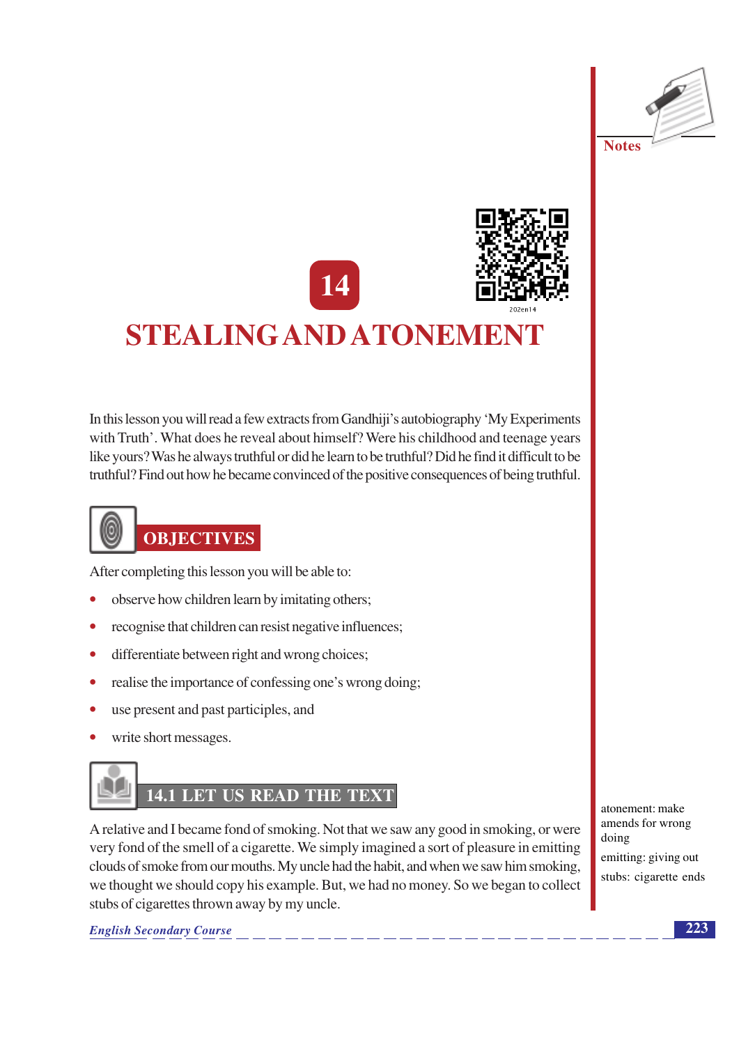# 14

# STEALING AND ATONEMENT

In this lesson you will read a few extracts from Gandhiji's autobiography 'My Experiments with Truth'. What does he reveal about himself? Were his childhood and teenage years like yours? Was he always truthful or did he learn to be truthful? Did he find it difficult to be truthful? Find out how he became convinced of the positive consequences of being truthful.

## OBJECTIVES

After completing this lesson you will be able to:

- observe how children learn by imitating others;
- recognise that children can resist negative influences;
- differentiate between right and wrong choices;
- realise the importance of confessing one's wrong doing;
- use present and past participles, and
- write short messages.

## 14.1 LET US READ THE TEXT

A relative and I became fond of smoking. Not that we saw any good in smoking, or were very fond of the smell of a cigarette. We simply imagined a sort of pleasure in emitting clouds of smoke from our mouths. My uncle had the habit, and when we saw him smoking, we thought we should copy his example. But, we had no money. So we began to collect stubs of cigarettes thrown away by my uncle.

atonement: make amends for wrong doing

emitting: giving out

stubs: cigarette ends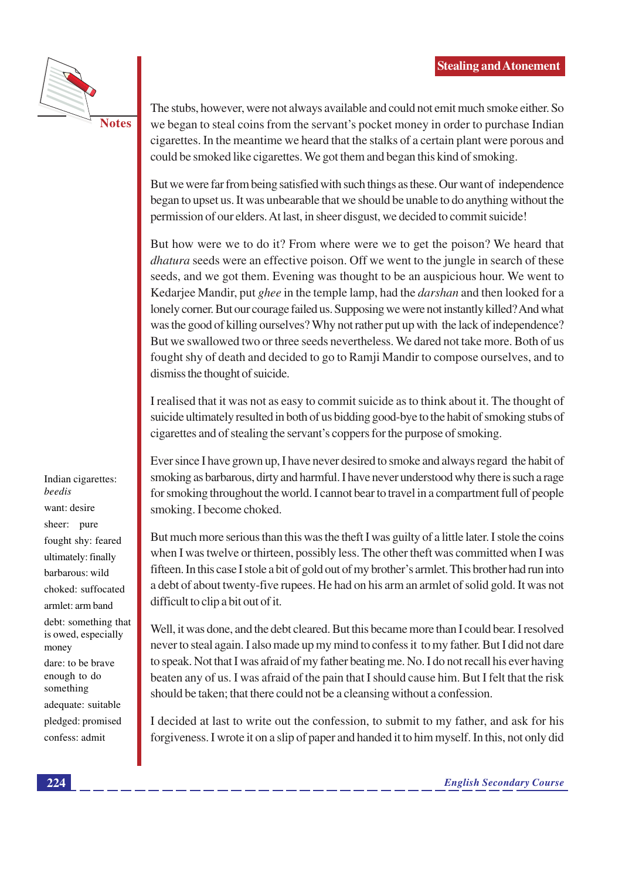The stubs, however, were not always available and could not emit much smoke either. So we began to steal coins from the servant's pocket money in order to purchase Indian cigarettes. In the meantime we heard that the stalks of a certain plant were porous and could be smoked like cigarettes. We got them and began this kind of smoking.

But we were far from being satisfied with such things as these. Our want of independence began to upset us. It was unbearable that we should be unable to do anything without the permission of our elders. At last, in sheer disgust, we decided to commit suicide!

But how were we to do it? From where were we to get the poison? We heard that *dhatura* seeds were an effective poison. Off we went to the jungle in search of these seeds, and we got them. Evening was thought to be an auspicious hour. We went to Kedarjee Mandir, put *ghee* in the temple lamp, had the *darshan* and then looked for a lonely corner. But our courage failed us. Supposing we were not instantly killed? And what was the good of killing ourselves? Why not rather put up with the lack of independence? But we swallowed two or three seeds nevertheless. We dared not take more. Both of us fought shy of death and decided to go to Ramji Mandir to compose ourselves, and to dismiss the thought of suicide.

I realised that it was not as easy to commit suicide as to think about it. The thought of suicide ultimately resulted in both of us bidding good-bye to the habit of smoking stubs of cigarettes and of stealing the servant's coppers for the purpose of smoking.

Ever since I have grown up, I have never desired to smoke and always regard the habit of smoking as barbarous, dirty and harmful. I have never understood why there is such a rage for smoking throughout the world. I cannot bear to travel in a compartment full of people smoking. I become choked.

But much more serious than this was the theft I was guilty of a little later. I stole the coins when I was twelve or thirteen, possibly less. The other theft was committed when I was fifteen. In this case I stole a bit of gold out of my brother's armlet. This brother had run into a debt of about twenty-five rupees. He had on his arm an armlet of solid gold. It was not difficult to clip a bit out of it.

Well, it was done, and the debt cleared. But this became more than I could bear. I resolved never to steal again. I also made up my mind to confess it to my father. But I did not dare to speak. Not that I was afraid of my father beating me. No. I do not recall his ever having beaten any of us. I was afraid of the pain that I should cause him. But I felt that the risk should be taken; that there could not be a cleansing without a confession.

I decided at last to write out the confession, to submit to my father, and ask for his forgiveness. I wrote it on a slip of paper and handed it to him myself. In this, not only did

**Notes**

- Indian cigarettes: *beedis*
- want: desire
- sheer: pure
- fought shy: feared
- ultimately: finally
- barbarous: wild
- choked: suffocated
- armlet: arm band
- debt: something that is owed, especially money
- dare: to be brave enough to do something
- adequate: suitable
- pledged: promised
- confess: admit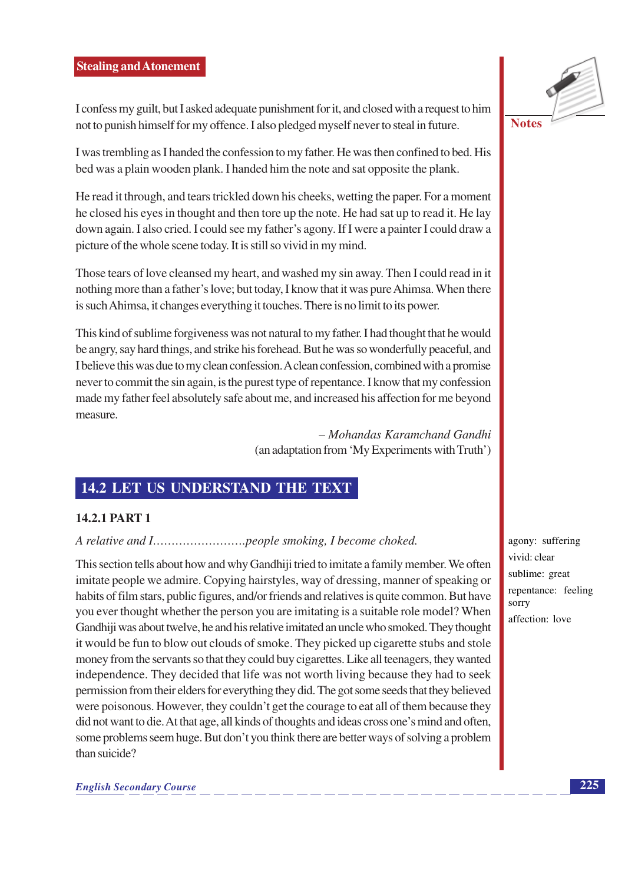I confess my guilt, but I asked adequate punishment for it, and closed with a request to him not to punish himself for my offence. I also pledged myself never to steal in future.

I was trembling as I handed the confession to my father. He was then confined to bed. His bed was a plain wooden plank. I handed him the note and sat opposite the plank.

He read it through, and tears trickled down his cheeks, wetting the paper. For a moment he closed his eyes in thought and then tore up the note. He had sat up to read it. He lay down again. I also cried. I could see my father's agony. If I were a painter I could draw a picture of the whole scene today. It is still so vivid in my mind.

Those tears of love cleansed my heart, and washed my sin away. Then I could read in it nothing more than a father's love; but today, I know that it was pure Ahimsa. When there is such Ahimsa, it changes everything it touches. There is no limit to its power.

This kind of sublime forgiveness was not natural to my father. I had thought that he would be angry, say hard things, and strike his forehead. But he was so wonderfully peaceful, and I believe this was due to my clean confession. A clean confession, combined with a promise never to commit the sin again, is the purest type of repentance. I know that my confession made my father feel absolutely safe about me, and increased his affection for me beyond measure.

*– Mohandas Karamchand Gandhi*

(an adaptation from 'My Experiments with Truth')

## 14.2 LET US UNDERSTAND THE TEXT

### 14.2.1 PART 1

*A relative and I.........................people smoking, I become choked.*

This section tells about how and why Gandhiji tried to imitate a family member. We often imitate people we admire. Copying hairstyles, way of dressing, manner of speaking or habits of film stars, public figures, and/or friends and relatives is quite common. But have you ever thought whether the person you are imitating is a suitable role model? When Gandhiji was about twelve, he and his relative imitated an uncle who smoked. They thought it would be fun to blow out clouds of smoke. They picked up cigarette stubs and stole money from the servants so that they could buy cigarettes. Like all teenagers, they wanted independence. They decided that life was not worth living because they had to seek permission from their elders for everything they did. The got some seeds that they believed were poisonous. However, they couldn't get the courage to eat all of them because they did not want to die. At that age, all kinds of thoughts and ideas cross one's mind and often, some problems seem huge. But don't you think there are better ways of solving a problem than suicide?

**Notes**

agony: suffering
vivid: clear
sublime: great
repentance: feeling sorry
affection: love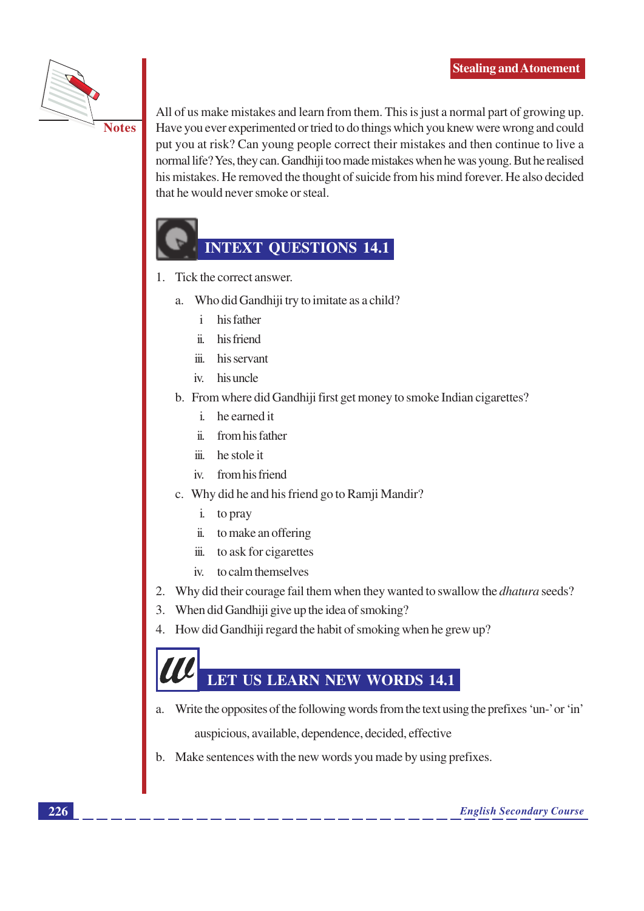All of us make mistakes and learn from them. This is just a normal part of growing up. Have you ever experimented or tried to do things which you knew were wrong and could put you at risk? Can young people correct their mistakes and then continue to live a normal life? Yes, they can. Gandhiji too made mistakes when he was young. But he realised his mistakes. He removed the thought of suicide from his mind forever. He also decided that he would never smoke or steal.

## INTEXT QUESTIONS 14.1

1. Tick the correct answer.

   a. Who did Gandhiji try to imitate as a child?

      i his father

      ii. his friend

      iii. his servant

      iv. his uncle

   b. From where did Gandhiji first get money to smoke Indian cigarettes?

      i. he earned it

      ii. from his father

      iii. he stole it

      iv. from his friend

   c. Why did he and his friend go to Ramji Mandir?

      i. to pray

      ii. to make an offering

      iii. to ask for cigarettes

      iv. to calm themselves

2. Why did their courage fail them when they wanted to swallow the *dhatura* seeds?
3. When did Gandhiji give up the idea of smoking?
4. How did Gandhiji regard the habit of smoking when he grew up?

## LET US LEARN NEW WORDS 14.1

a. Write the opposites of the following words from the text using the prefixes 'un-' or 'in'

   auspicious, available, dependence, decided, effective

b. Make sentences with the new words you made by using prefixes.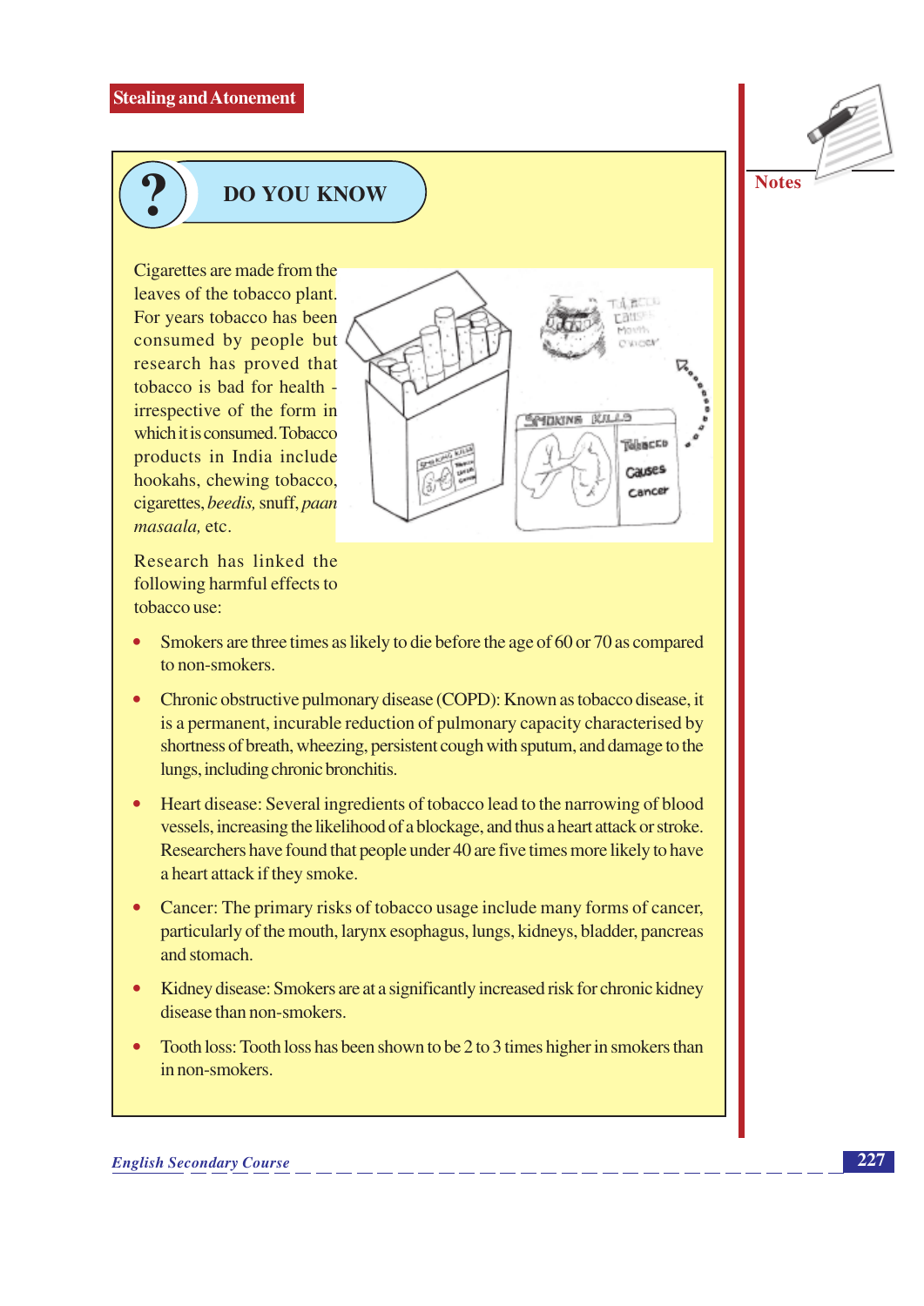## DO YOU KNOW

Cigarettes are made from the leaves of the tobacco plant. For years tobacco has been consumed by people but research has proved that tobacco is bad for health - irrespective of the form in which it is consumed. Tobacco products in India include hookahs, chewing tobacco, cigarettes, *beedis,* snuff, *paan masaala,* etc.

Research has linked the following harmful effects to tobacco use:

- Smokers are three times as likely to die before the age of 60 or 70 as compared to non-smokers.
- Chronic obstructive pulmonary disease (COPD): Known as tobacco disease, it is a permanent, incurable reduction of pulmonary capacity characterised by shortness of breath, wheezing, persistent cough with sputum, and damage to the lungs, including chronic bronchitis.
- Heart disease: Several ingredients of tobacco lead to the narrowing of blood vessels, increasing the likelihood of a blockage, and thus a heart attack or stroke. Researchers have found that people under 40 are five times more likely to have a heart attack if they smoke.
- Cancer: The primary risks of tobacco usage include many forms of cancer, particularly of the mouth, larynx esophagus, lungs, kidneys, bladder, pancreas and stomach.
- Kidney disease: Smokers are at a significantly increased risk for chronic kidney disease than non-smokers.
- Tooth loss: Tooth loss has been shown to be 2 to 3 times higher in smokers than in non-smokers.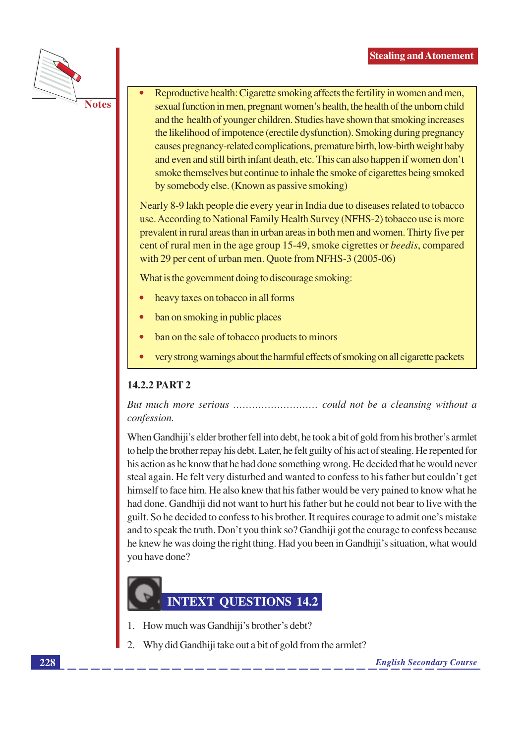- Reproductive health: Cigarette smoking affects the fertility in women and men, sexual function in men, pregnant women's health, the health of the unborn child and the health of younger children. Studies have shown that smoking increases the likelihood of impotence (erectile dysfunction). Smoking during pregnancy causes pregnancy-related complications, premature birth, low-birth weight baby and even and still birth infant death, etc. This can also happen if women don't smoke themselves but continue to inhale the smoke of cigarettes being smoked by somebody else. (Known as passive smoking)

Nearly 8-9 lakh people die every year in India due to diseases related to tobacco use. According to National Family Health Survey (NFHS-2) tobacco use is more prevalent in rural areas than in urban areas in both men and women. Thirty five per cent of rural men in the age group 15-49, smoke cigrettes or *beedis*, compared with 29 per cent of urban men. Quote from NFHS-3 (2005-06)

What is the government doing to discourage smoking:

- heavy taxes on tobacco in all forms
- ban on smoking in public places
- ban on the sale of tobacco products to minors
- very strong warnings about the harmful effects of smoking on all cigarette packets

### 14.2.2 PART 2

*But much more serious ........................... could not be a cleansing without a confession.*

When Gandhiji's elder brother fell into debt, he took a bit of gold from his brother's armlet to help the brother repay his debt. Later, he felt guilty of his act of stealing. He repented for his action as he know that he had done something wrong. He decided that he would never steal again. He felt very disturbed and wanted to confess to his father but couldn't get himself to face him. He also knew that his father would be very pained to know what he had done. Gandhiji did not want to hurt his father but he could not bear to live with the guilt. So he decided to confess to his brother. It requires courage to admit one's mistake and to speak the truth. Don't you think so? Gandhiji got the courage to confess because he knew he was doing the right thing. Had you been in Gandhiji's situation, what would you have done?

## INTEXT QUESTIONS 14.2

1. How much was Gandhiji's brother's debt?
2. Why did Gandhiji take out a bit of gold from the armlet?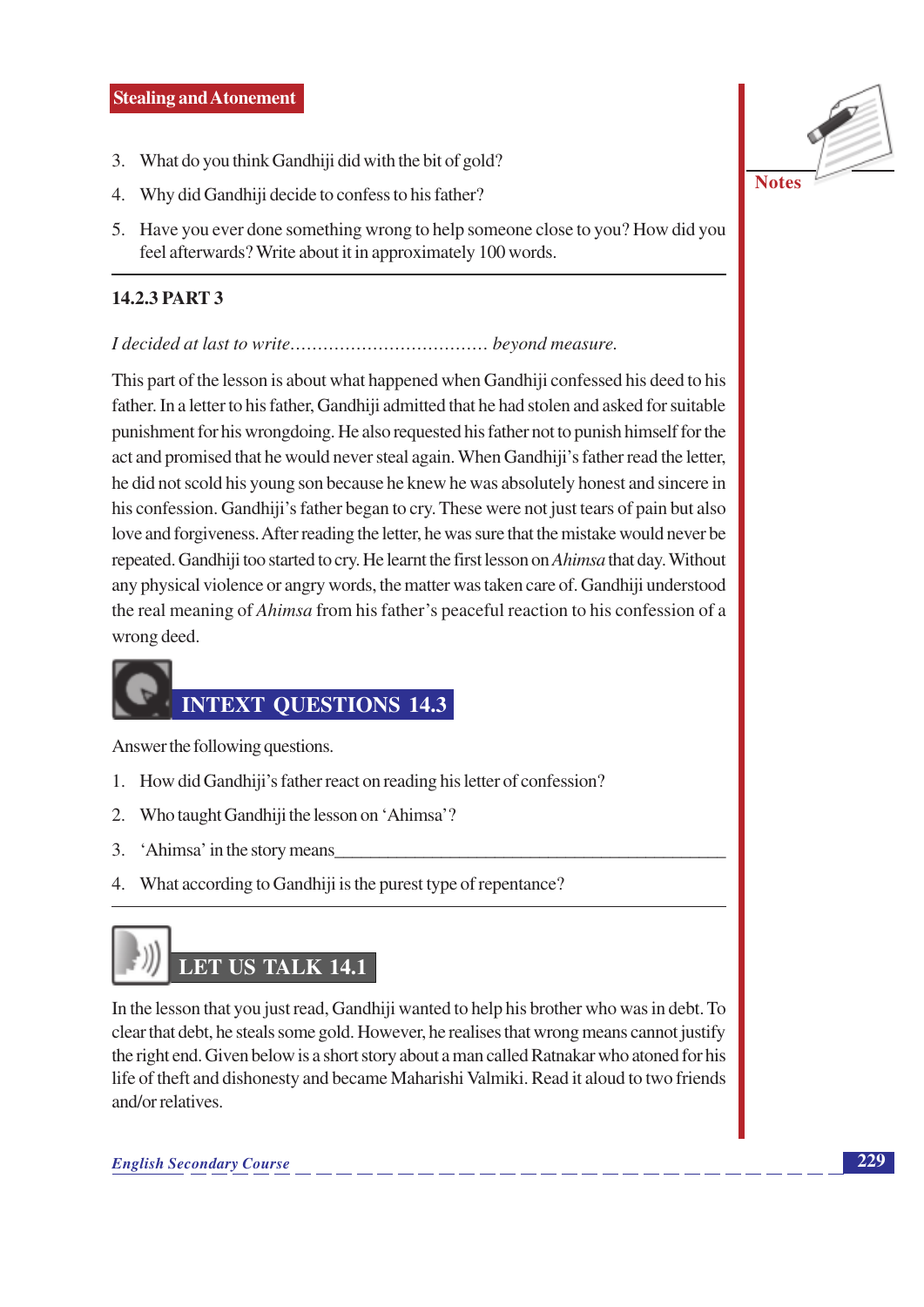3. What do you think Gandhiji did with the bit of gold?
4. Why did Gandhiji decide to confess to his father?
5. Have you ever done something wrong to help someone close to you? How did you feel afterwards? Write about it in approximately 100 words.

### 14.2.3 PART 3

*I decided at last to write.................................... beyond measure.*

This part of the lesson is about what happened when Gandhiji confessed his deed to his father. In a letter to his father, Gandhiji admitted that he had stolen and asked for suitable punishment for his wrongdoing. He also requested his father not to punish himself for the act and promised that he would never steal again. When Gandhiji's father read the letter, he did not scold his young son because he knew he was absolutely honest and sincere in his confession. Gandhiji's father began to cry. These were not just tears of pain but also love and forgiveness. After reading the letter, he was sure that the mistake would never be repeated. Gandhiji too started to cry. He learnt the first lesson on *Ahimsa* that day. Without any physical violence or angry words, the matter was taken care of. Gandhiji understood the real meaning of *Ahimsa* from his father's peaceful reaction to his confession of a wrong deed.

## INTEXT QUESTIONS 14.3

Answer the following questions.

1. How did Gandhiji's father react on reading his letter of confession?
2. Who taught Gandhiji the lesson on 'Ahimsa'?
3. 'Ahimsa' in the story means\_\_\_\_\_\_\_\_\_\_\_\_\_\_\_\_\_\_\_\_\_\_\_\_\_\_\_\_\_\_\_\_\_\_\_\_\_\_\_\_
4. What according to Gandhiji is the purest type of repentance?

## LET US TALK 14.1

In the lesson that you just read, Gandhiji wanted to help his brother who was in debt. To clear that debt, he steals some gold. However, he realises that wrong means cannot justify the right end. Given below is a short story about a man called Ratnakar who atoned for his life of theft and dishonesty and became Maharishi Valmiki. Read it aloud to two friends and/or relatives.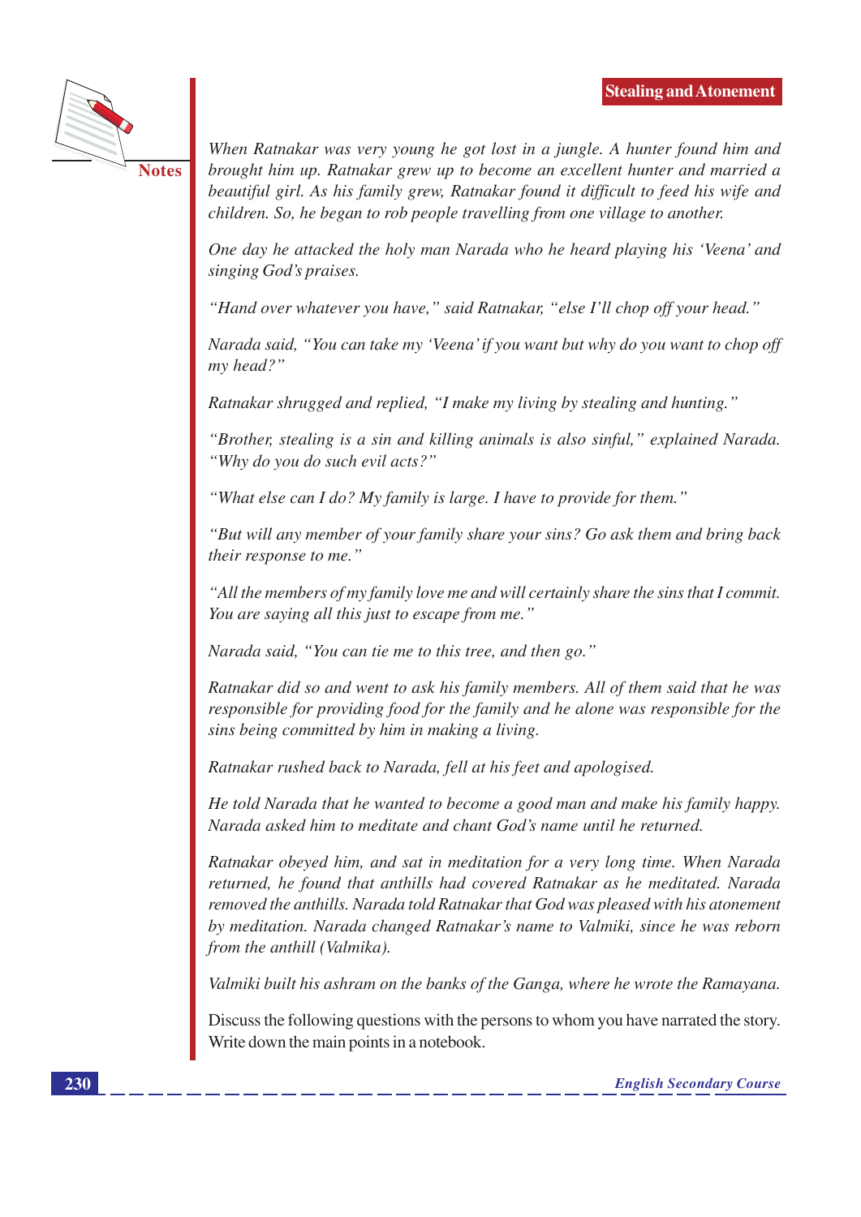*When Ratnakar was very young he got lost in a jungle. A hunter found him and brought him up. Ratnakar grew up to become an excellent hunter and married a beautiful girl. As his family grew, Ratnakar found it difficult to feed his wife and children. So, he began to rob people travelling from one village to another.*

*One day he attacked the holy man Narada who he heard playing his 'Veena' and singing God's praises.*

*"Hand over whatever you have," said Ratnakar, "else I'll chop off your head."*

*Narada said, "You can take my 'Veena' if you want but why do you want to chop off my head?"*

*Ratnakar shrugged and replied, "I make my living by stealing and hunting."*

*"Brother, stealing is a sin and killing animals is also sinful," explained Narada. "Why do you do such evil acts?"*

*"What else can I do? My family is large. I have to provide for them."*

*"But will any member of your family share your sins? Go ask them and bring back their response to me."*

*"All the members of my family love me and will certainly share the sins that I commit. You are saying all this just to escape from me."*

*Narada said, "You can tie me to this tree, and then go."*

*Ratnakar did so and went to ask his family members. All of them said that he was responsible for providing food for the family and he alone was responsible for the sins being committed by him in making a living.*

*Ratnakar rushed back to Narada, fell at his feet and apologised.*

*He told Narada that he wanted to become a good man and make his family happy. Narada asked him to meditate and chant God's name until he returned.*

*Ratnakar obeyed him, and sat in meditation for a very long time. When Narada returned, he found that anthills had covered Ratnakar as he meditated. Narada removed the anthills. Narada told Ratnakar that God was pleased with his atonement by meditation. Narada changed Ratnakar's name to Valmiki, since he was reborn from the anthill (Valmika).*

*Valmiki built his ashram on the banks of the Ganga, where he wrote the Ramayana.*

Discuss the following questions with the persons to whom you have narrated the story. Write down the main points in a notebook.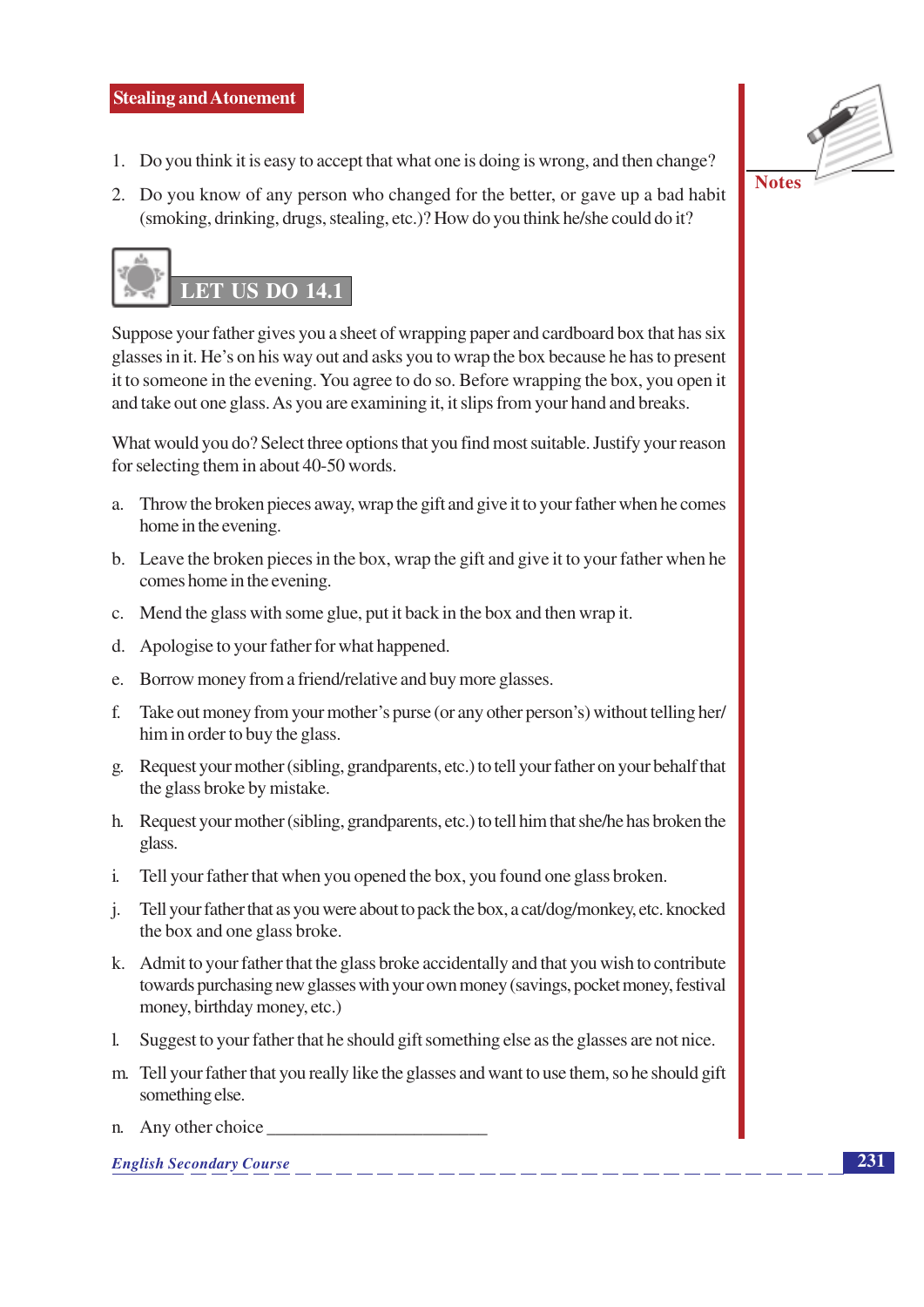## Stealing and Atonement

1. Do you think it is easy to accept that what one is doing is wrong, and then change?
2. Do you know of any person who changed for the better, or gave up a bad habit (smoking, drinking, drugs, stealing, etc.)? How do you think he/she could do it?

Notes

### LET US DO 14.1

Suppose your father gives you a sheet of wrapping paper and cardboard box that has six glasses in it. He's on his way out and asks you to wrap the box because he has to present it to someone in the evening. You agree to do so. Before wrapping the box, you open it and take out one glass. As you are examining it, it slips from your hand and breaks.

What would you do? Select three options that you find most suitable. Justify your reason for selecting them in about 40-50 words.

a. Throw the broken pieces away, wrap the gift and give it to your father when he comes home in the evening.

b. Leave the broken pieces in the box, wrap the gift and give it to your father when he comes home in the evening.

c. Mend the glass with some glue, put it back in the box and then wrap it.

d. Apologise to your father for what happened.

e. Borrow money from a friend/relative and buy more glasses.

f. Take out money from your mother's purse (or any other person's) without telling her/him in order to buy the glass.

g. Request your mother (sibling, grandparents, etc.) to tell your father on your behalf that the glass broke by mistake.

h. Request your mother (sibling, grandparents, etc.) to tell him that she/he has broken the glass.

i. Tell your father that when you opened the box, you found one glass broken.

j. Tell your father that as you were about to pack the box, a cat/dog/monkey, etc. knocked the box and one glass broke.

k. Admit to your father that the glass broke accidentally and that you wish to contribute towards purchasing new glasses with your own money (savings, pocket money, festival money, birthday money, etc.)

l. Suggest to your father that he should gift something else as the glasses are not nice.

m. Tell your father that you really like the glasses and want to use them, so he should gift something else.

n. Any other choice ________________________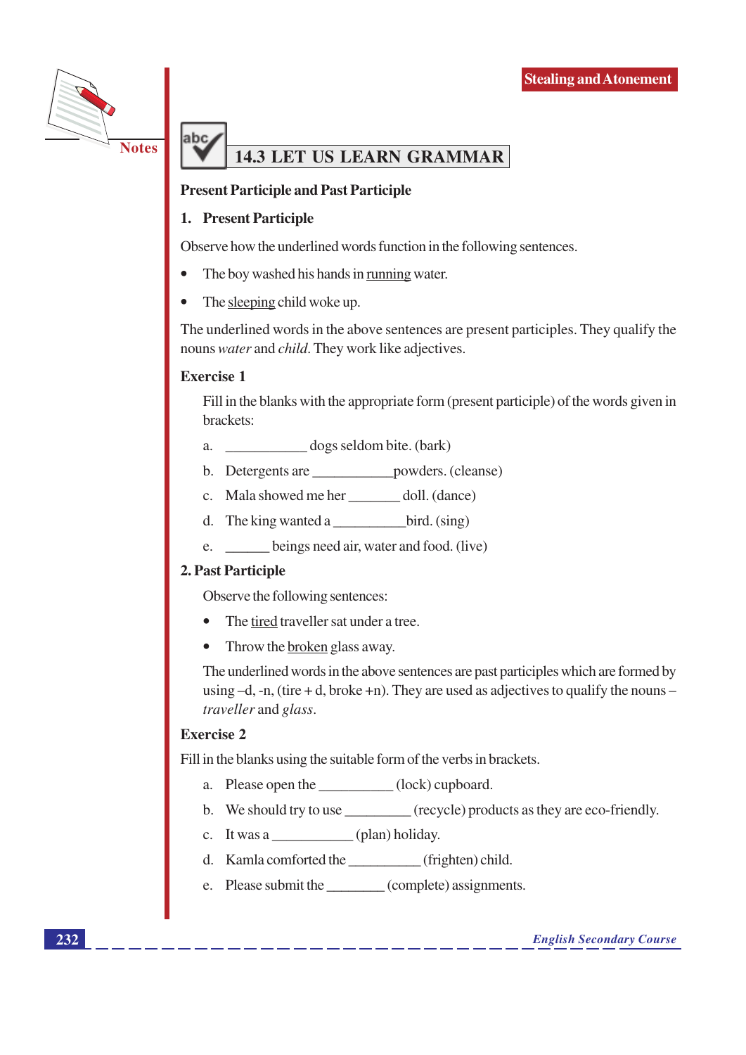## 14.3 LET US LEARN GRAMMAR

**Present Participle and Past Participle**

**1. Present Participle**

Observe how the underlined words function in the following sentences.

- The boy washed his hands in <u>running</u> water.
- The <u>sleeping</u> child woke up.

The underlined words in the above sentences are present participles. They qualify the nouns *water* and *child*. They work like adjectives.

**Exercise 1**

Fill in the blanks with the appropriate form (present participle) of the words given in brackets:

a. ___________ dogs seldom bite. (bark)

b. Detergents are ___________powders. (cleanse)

c. Mala showed me her _______ doll. (dance)

d. The king wanted a __________bird. (sing)

e. ______ beings need air, water and food. (live)

**2. Past Participle**

Observe the following sentences:

- The <u>tired</u> traveller sat under a tree.
- Throw the <u>broken</u> glass away.

The underlined words in the above sentences are past participles which are formed by using –d, -n, (tire + d, broke +n). They are used as adjectives to qualify the nouns – *traveller* and *glass*.

**Exercise 2**

Fill in the blanks using the suitable form of the verbs in brackets.

a. Please open the __________ (lock) cupboard.

b. We should try to use _________ (recycle) products as they are eco-friendly.

c. It was a ___________ (plan) holiday.

d. Kamla comforted the __________ (frighten) child.

e. Please submit the ________ (complete) assignments.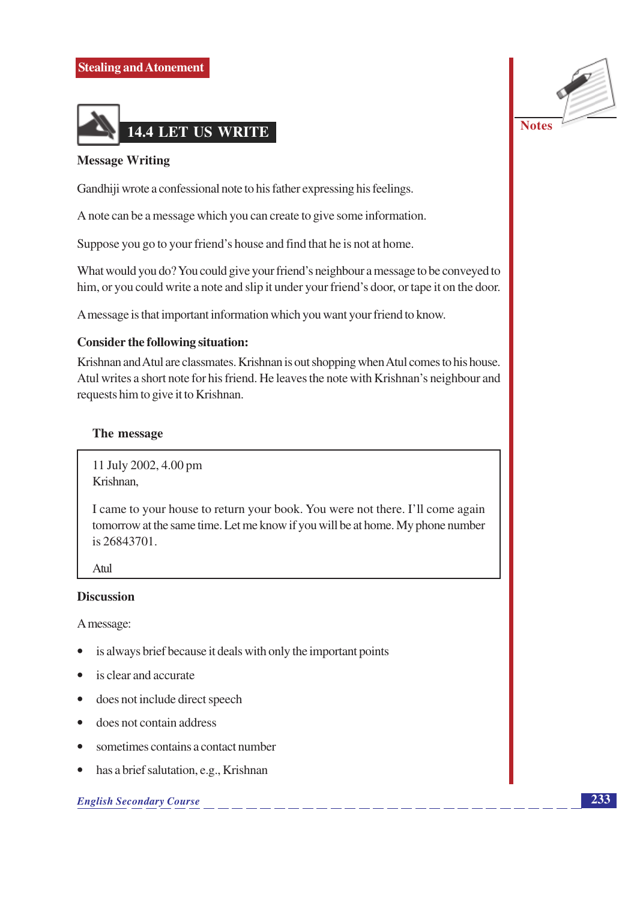## 14.4 LET US WRITE

### Message Writing

Gandhiji wrote a confessional note to his father expressing his feelings.

A note can be a message which you can create to give some information.

Suppose you go to your friend's house and find that he is not at home.

What would you do? You could give your friend's neighbour a message to be conveyed to him, or you could write a note and slip it under your friend's door, or tape it on the door.

A message is that important information which you want your friend to know.

**Consider the following situation:**

Krishnan and Atul are classmates. Krishnan is out shopping when Atul comes to his house. Atul writes a short note for his friend. He leaves the note with Krishnan's neighbour and requests him to give it to Krishnan.

**The message**

> 11 July 2002, 4.00 pm
> Krishnan,
>
> I came to your house to return your book. You were not there. I'll come again tomorrow at the same time. Let me know if you will be at home. My phone number is 26843701.
>
> Atul

**Discussion**

A message:

- is always brief because it deals with only the important points
- is clear and accurate
- does not include direct speech
- does not contain address
- sometimes contains a contact number
- has a brief salutation, e.g., Krishnan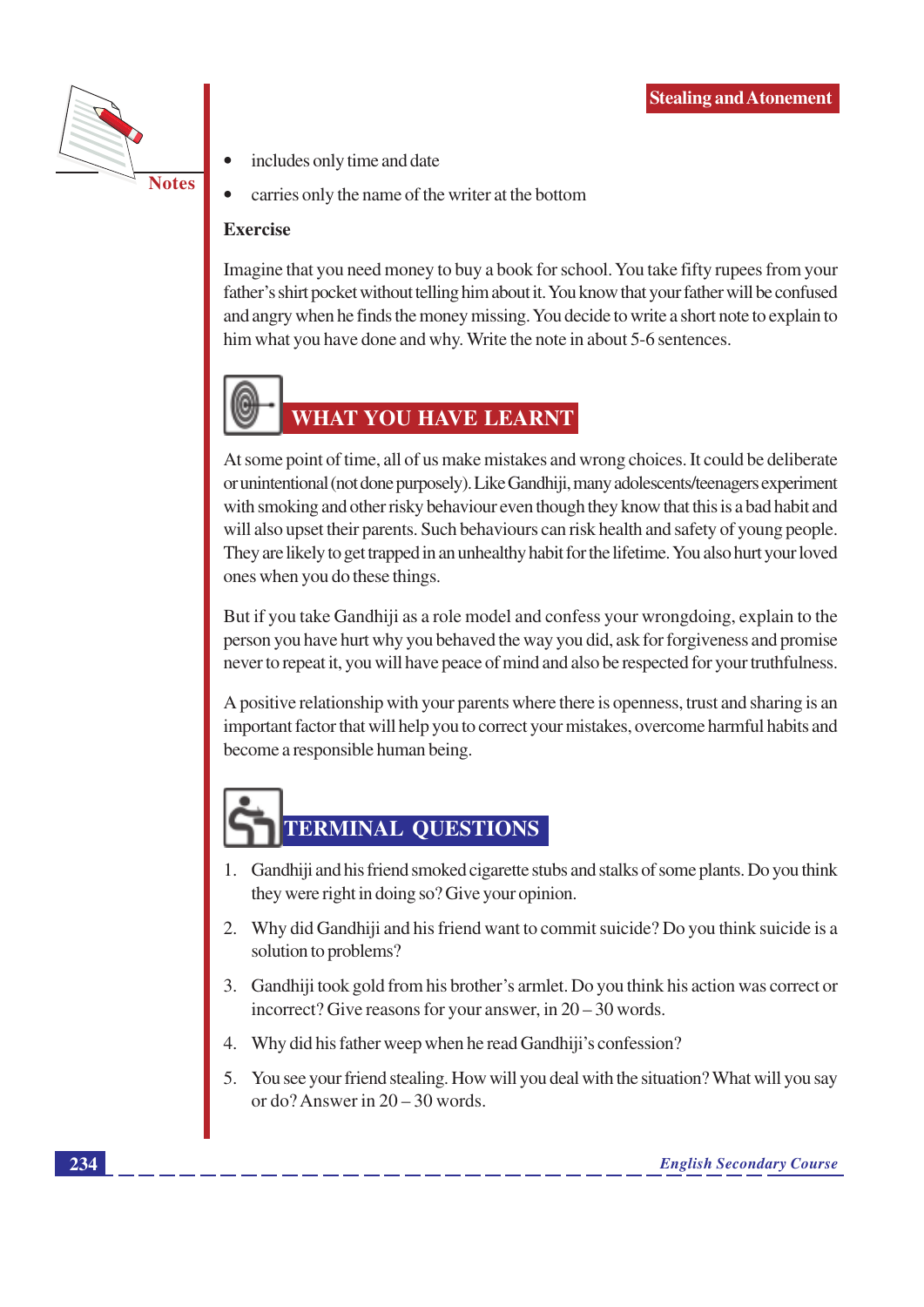- includes only time and date
- carries only the name of the writer at the bottom

**Exercise**

Imagine that you need money to buy a book for school. You take fifty rupees from your father's shirt pocket without telling him about it. You know that your father will be confused and angry when he finds the money missing. You decide to write a short note to explain to him what you have done and why. Write the note in about 5-6 sentences.

## WHAT YOU HAVE LEARNT

At some point of time, all of us make mistakes and wrong choices. It could be deliberate or unintentional (not done purposely). Like Gandhiji, many adolescents/teenagers experiment with smoking and other risky behaviour even though they know that this is a bad habit and will also upset their parents. Such behaviours can risk health and safety of young people. They are likely to get trapped in an unhealthy habit for the lifetime. You also hurt your loved ones when you do these things.

But if you take Gandhiji as a role model and confess your wrongdoing, explain to the person you have hurt why you behaved the way you did, ask for forgiveness and promise never to repeat it, you will have peace of mind and also be respected for your truthfulness.

A positive relationship with your parents where there is openness, trust and sharing is an important factor that will help you to correct your mistakes, overcome harmful habits and become a responsible human being.

## TERMINAL QUESTIONS

1. Gandhiji and his friend smoked cigarette stubs and stalks of some plants. Do you think they were right in doing so? Give your opinion.
2. Why did Gandhiji and his friend want to commit suicide? Do you think suicide is a solution to problems?
3. Gandhiji took gold from his brother's armlet. Do you think his action was correct or incorrect? Give reasons for your answer, in 20 – 30 words.
4. Why did his father weep when he read Gandhiji's confession?
5. You see your friend stealing. How will you deal with the situation? What will you say or do? Answer in 20 – 30 words.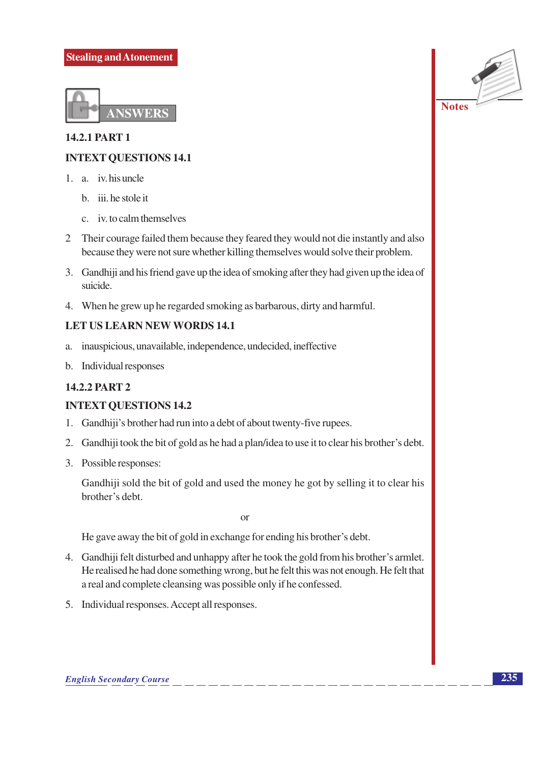## ANSWERS

### 14.2.1 PART 1

### INTEXT QUESTIONS 14.1

1. a. iv. his uncle

   b. iii. he stole it

   c. iv. to calm themselves

2. Their courage failed them because they feared they would not die instantly and also because they were not sure whether killing themselves would solve their problem.

3. Gandhiji and his friend gave up the idea of smoking after they had given up the idea of suicide.

4. When he grew up he regarded smoking as barbarous, dirty and harmful.

### LET US LEARN NEW WORDS 14.1

a. inauspicious, unavailable, independence, undecided, ineffective

b. Individual responses

### 14.2.2 PART 2

### INTEXT QUESTIONS 14.2

1. Gandhiji's brother had run into a debt of about twenty-five rupees.

2. Gandhiji took the bit of gold as he had a plan/idea to use it to clear his brother's debt.

3. Possible responses:

   Gandhiji sold the bit of gold and used the money he got by selling it to clear his brother's debt.

   or

   He gave away the bit of gold in exchange for ending his brother's debt.

4. Gandhiji felt disturbed and unhappy after he took the gold from his brother's armlet. He realised he had done something wrong, but he felt this was not enough. He felt that a real and complete cleansing was possible only if he confessed.

5. Individual responses. Accept all responses.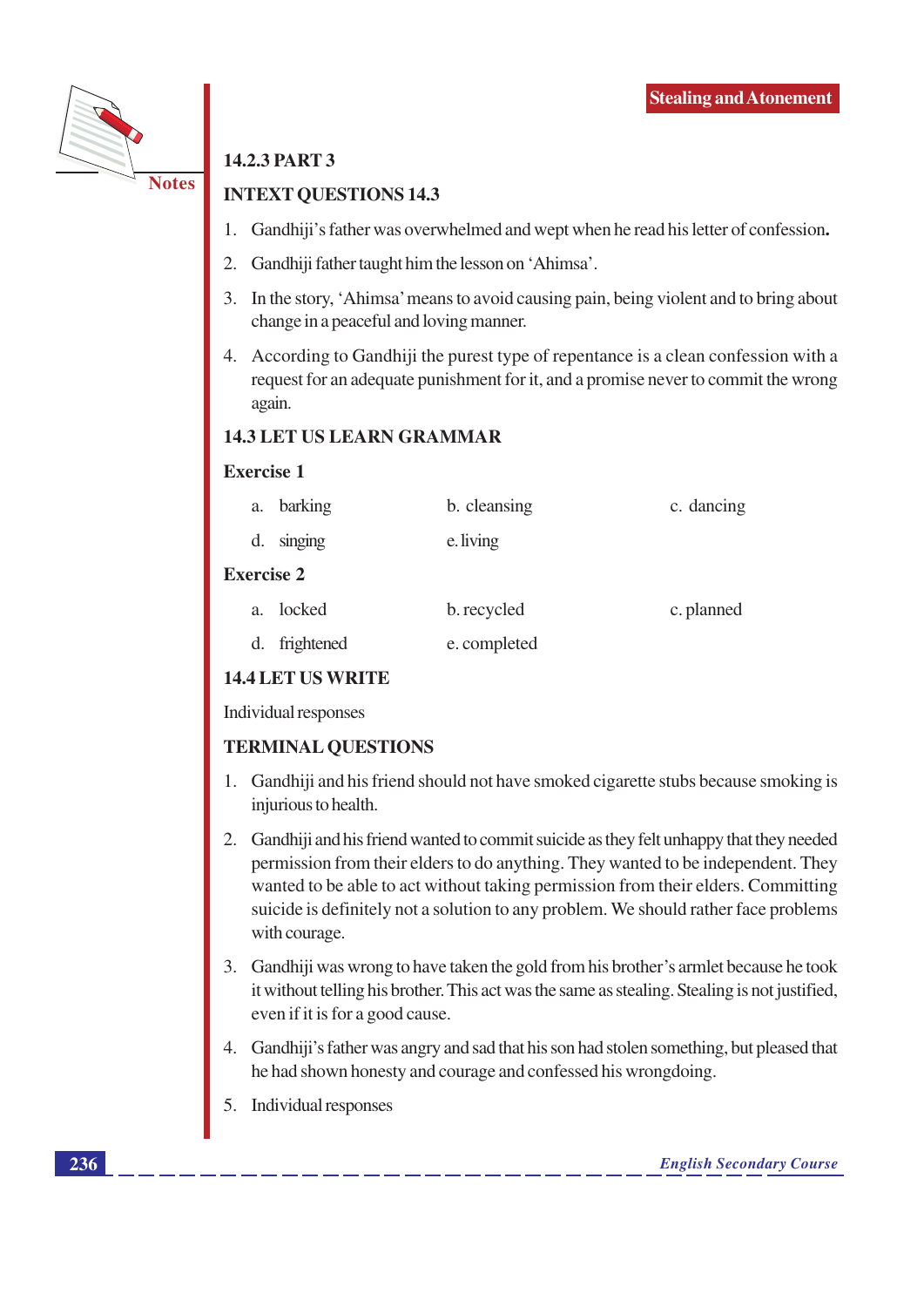### 14.2.3 PART 3

### INTEXT QUESTIONS 14.3

1. Gandhiji's father was overwhelmed and wept when he read his letter of confession**.**
2. Gandhiji father taught him the lesson on 'Ahimsa'.
3. In the story, 'Ahimsa' means to avoid causing pain, being violent and to bring about change in a peaceful and loving manner.
4. According to Gandhiji the purest type of repentance is a clean confession with a request for an adequate punishment for it, and a promise never to commit the wrong again.

### 14.3 LET US LEARN GRAMMAR

**Exercise 1**

a. barking  b. cleansing  c. dancing

d. singing  e. living

**Exercise 2**

a. locked  b. recycled  c. planned

d. frightened  e. completed

### 14.4 LET US WRITE

Individual responses

### TERMINAL QUESTIONS

1. Gandhiji and his friend should not have smoked cigarette stubs because smoking is injurious to health.
2. Gandhiji and his friend wanted to commit suicide as they felt unhappy that they needed permission from their elders to do anything. They wanted to be independent. They wanted to be able to act without taking permission from their elders. Committing suicide is definitely not a solution to any problem. We should rather face problems with courage.
3. Gandhiji was wrong to have taken the gold from his brother's armlet because he took it without telling his brother. This act was the same as stealing. Stealing is not justified, even if it is for a good cause.
4. Gandhiji's father was angry and sad that his son had stolen something, but pleased that he had shown honesty and courage and confessed his wrongdoing.
5. Individual responses